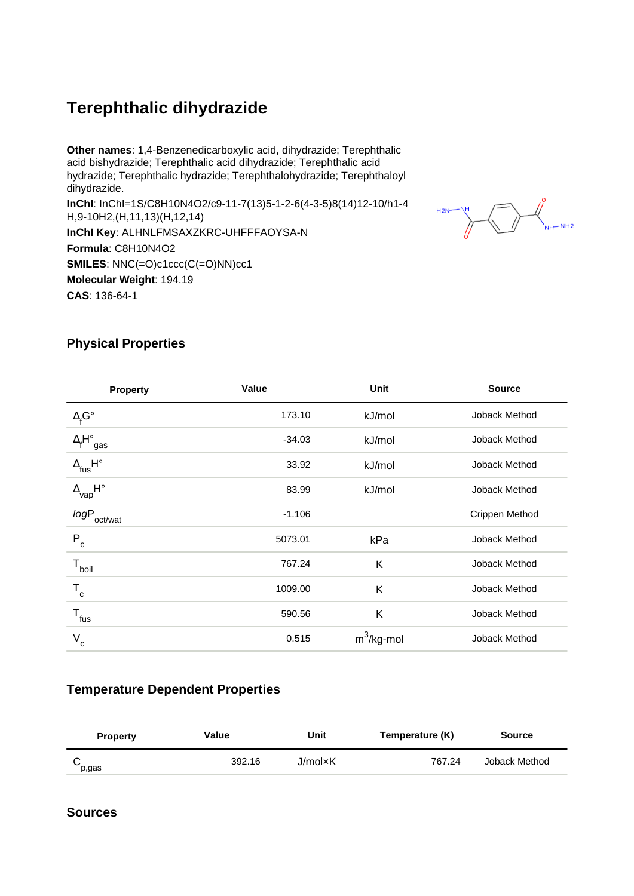# Terephthalic dihydrazide

**Other names**: 1,4-Benzenedicarboxylic acid, dihydrazide; Terephthalic acid bishydrazide; Terephthalic acid dihydrazide; Terephthalic acid hydrazide; Terephthalic hydrazide; Terephthalohydrazide; Terephthaloyl dihydrazide.

**InChI**: InChI=1S/C8H10N4O2/c9-11-7(13)5-1-2-6(4-3-5)8(14)12-10/h1-4H,9-10H2,(H,11,13)(H,12,14)

**InChI Key**: ALHNLFMSAXZKRC-UHFFFAOYSA-N

**Formula**: C8H10N4O2

**SMILES**: NNC(=O)c1ccc(C(=O)NN)cc1

**Molecular Weight**: 194.19

**CAS**: 136-64-1

## Physical Properties

| Property | Value | Unit | Source |
|---|---|---|---|
| $\Delta_f G°$ | 173.10 | kJ/mol | Joback Method |
| $\Delta_f H°_{gas}$ | -34.03 | kJ/mol | Joback Method |
| $\Delta_{fus} H°$ | 33.92 | kJ/mol | Joback Method |
| $\Delta_{vap} H°$ | 83.99 | kJ/mol | Joback Method |
| $logP_{oct/wat}$ | -1.106 | | Crippen Method |
| $P_c$ | 5073.01 | kPa | Joback Method |
| $T_{boil}$ | 767.24 | K | Joback Method |
| $T_c$ | 1009.00 | K | Joback Method |
| $T_{fus}$ | 590.56 | K | Joback Method |
| $V_c$ | 0.515 | $m^3$/kg-mol | Joback Method |

## Temperature Dependent Properties

| Property | Value | Unit | Temperature (K) | Source |
|---|---|---|---|---|
| $C_{p,gas}$ | 392.16 | J/mol×K | 767.24 | Joback Method |

## Sources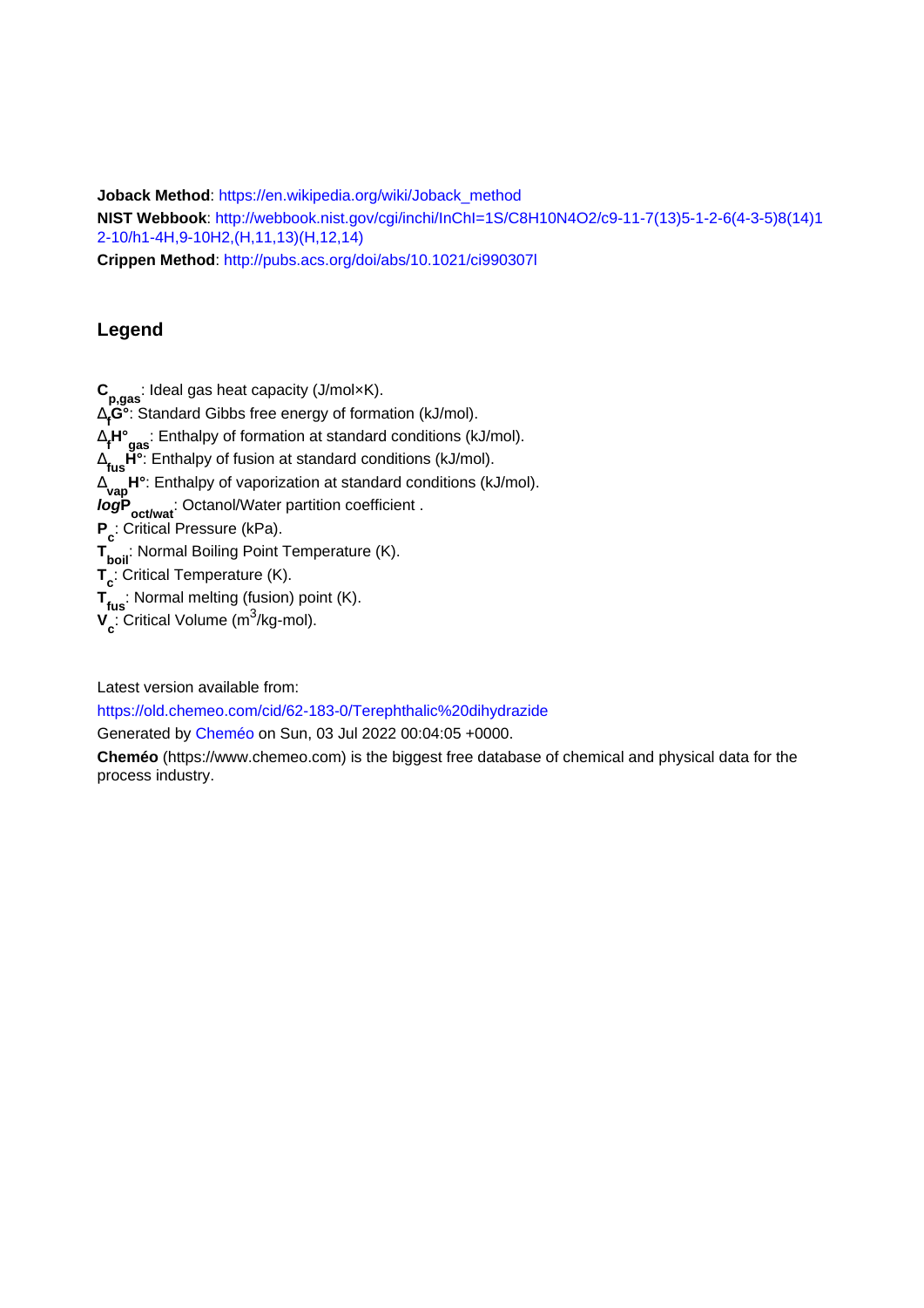**Joback Method**: https://en.wikipedia.org/wiki/Joback_method

**NIST Webbook**: http://webbook.nist.gov/cgi/inchi/InChI=1S/C8H10N4O2/c9-11-7(13)5-1-2-6(4-3-5)8(14)12-10/h1-4H,9-10H2,(H,11,13)(H,12,14)

**Crippen Method**: http://pubs.acs.org/doi/abs/10.1021/ci990307l

## Legend

$C_{p,gas}$: Ideal gas heat capacity (J/mol×K).
$\Delta_f G°$: Standard Gibbs free energy of formation (kJ/mol).
$\Delta_f H°_{gas}$: Enthalpy of formation at standard conditions (kJ/mol).
$\Delta_{fus} H°$: Enthalpy of fusion at standard conditions (kJ/mol).
$\Delta_{vap} H°$: Enthalpy of vaporization at standard conditions (kJ/mol).
$logP_{oct/wat}$: Octanol/Water partition coefficient .
$P_c$: Critical Pressure (kPa).
$T_{boil}$: Normal Boiling Point Temperature (K).
$T_c$: Critical Temperature (K).
$T_{fus}$: Normal melting (fusion) point (K).
$V_c$: Critical Volume ($m^3$/kg-mol).

Latest version available from:

https://old.chemeo.com/cid/62-183-0/Terephthalic%20dihydrazide

Generated by Cheméo on Sun, 03 Jul 2022 00:04:05 +0000.

**Cheméo** (https://www.chemeo.com) is the biggest free database of chemical and physical data for the process industry.